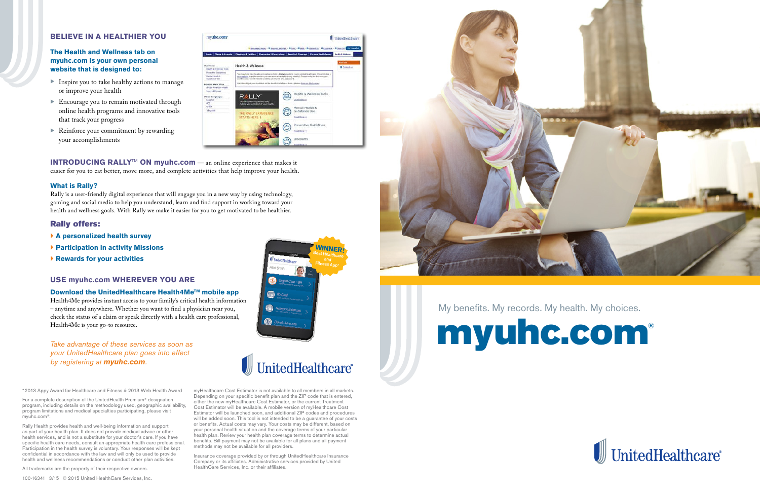## BELIEVE IN A HEALTHIER YOU

**The Health and Wellness tab on myuhc.com is your own personal website that is designed to:**

- Inspire you to take healthy actions to manage or improve your health
- Encourage you to remain motivated through online health programs and innovative tools that track your progress
- Reinforce your commitment by rewarding your accomplishments

**INTRODUCING RALLY™ ON myuhc.com** — an online experience that makes it easier for you to eat better, move more, and complete activities that help improve your health.

### What is Rally?

Rally is a user-friendly digital experience that will engage you in a new way by using technology, gaming and social media to help you understand, learn and find support in working toward your health and wellness goals. With Rally we make it easier for you to get motivated to be healthier.

### Rally offers:

- **A personalized health survey**
- **Participation in activity Missions**
- **Rewards for your activities**

## USE myuhc.com WHEREVER YOU ARE

### Download the UnitedHealthcare Health4Me™ mobile app

Health4Me provides instant access to your family's critical health information – anytime and anywhere. Whether you want to find a physician near you, check the status of a claim or speak directly with a health care professional, Health4Me is your go-to resource.

WINNER! Best Healthcare and Fitness App*

*Take advantage of these services as soon as your UnitedHealthcare plan goes into effect by registering at* ***myuhc.com****.*

UnitedHealthcare®

*2013 Appy Award for Healthcare and Fitness & 2013 Web Health Award

For a complete description of the UnitedHealth Premium® designation program, including details on the methodology used, geographic availability, program limitations and medical specialties participating, please visit myuhc.com®.

Rally Health provides health and well-being information and support as part of your health plan. It does not provide medical advice or other health services, and is not a substitute for your doctor's care. If you have specific health care needs, consult an appropriate health care professional. Participation in the health survey is voluntary. Your responses will be kept confidential in accordance with the law and will only be used to provide health and wellness recommendations or conduct other plan activities.

All trademarks are the property of their respective owners.

100-16341 3/15 © 2015 United HealthCare Services, Inc.

myHealthcare Cost Estimator is not available to all members in all markets. Depending on your specific benefit plan and the ZIP code that is entered, either the new myHealthcare Cost Estimator, or the current Treatment Cost Estimator will be available. A mobile version of myHealthcare Cost Estimator will be launched soon, and additional ZIP codes and procedures will be added soon. This tool is not intended to be a guarantee of your costs or benefits. Actual costs may vary. Your costs may be different, based on your personal health situation and the coverage terms of your particular health plan. Review your health plan coverage terms to determine actual benefits. Bill payment may not be available for all plans and all payment methods may not be available for all providers.

Insurance coverage provided by or through UnitedHealthcare Insurance Company or its affiliates. Administrative services provided by United HealthCare Services, Inc. or their affiliates.

My benefits. My records. My health. My choices.

# myuhc.com®

UnitedHealthcare®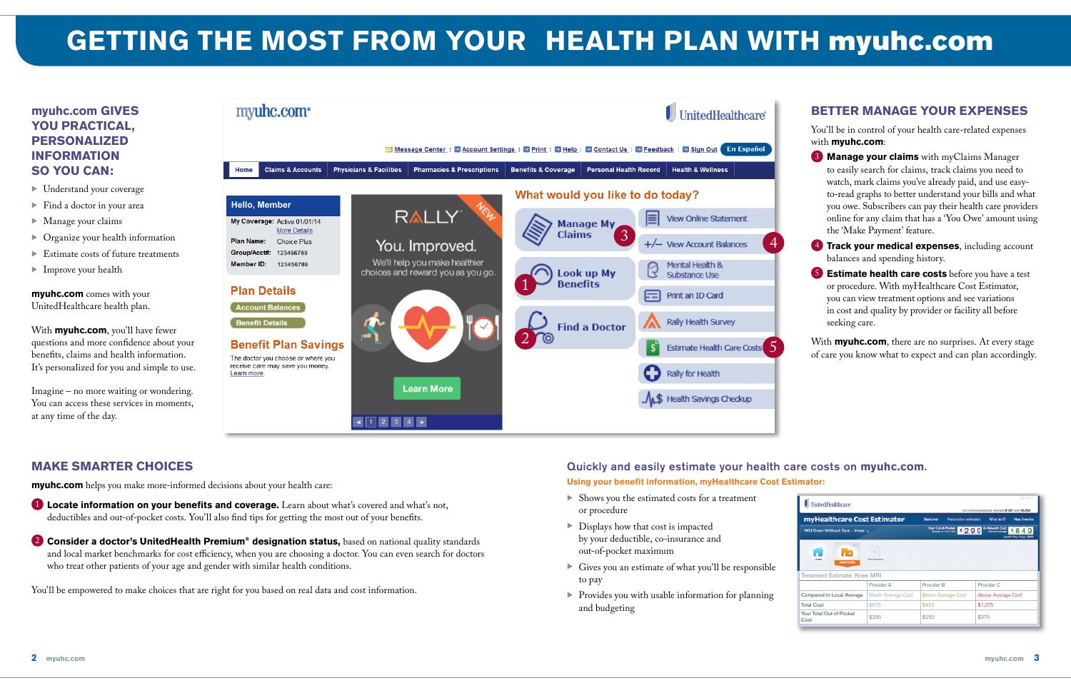# GETTING THE MOST FROM YOUR HEALTH PLAN WITH myuhc.com

## myuhc.com GIVES YOU PRACTICAL, PERSONALIZED INFORMATION SO YOU CAN:

- Understand your coverage
- Find a doctor in your area
- Manage your claims
- Organize your health information
- Estimate costs of future treatments
- Improve your health

**myuhc.com** comes with your UnitedHealthcare health plan.

With **myuhc.com**, you'll have fewer questions and more confidence about your benefits, claims and health information. It's personalized for you and simple to use.

Imagine – no more waiting or wondering. You can access these services in moments, at any time of the day.

## BETTER MANAGE YOUR EXPENSES

You'll be in control of your health care-related expenses with **myuhc.com**:

3. **Manage your claims** with myClaims Manager to easily search for claims, track claims you need to watch, mark claims you've already paid, and use easy-to-read graphs to better understand your bills and what you owe. Subscribers can pay their health care providers online for any claim that has a 'You Owe' amount using the 'Make Payment' feature.
4. **Track your medical expenses**, including account balances and spending history.
5. **Estimate health care costs** before you have a test or procedure. With myHealthcare Cost Estimator, you can view treatment options and see variations in cost and quality by provider or facility all before seeking care.

With **myuhc.com**, there are no surprises. At every stage of care you know what to expect and can plan accordingly.

## MAKE SMARTER CHOICES

**myuhc.com** helps you make more-informed decisions about your health care:

1. **Locate information on your benefits and coverage.** Learn about what's covered and what's not, deductibles and out-of-pocket costs. You'll also find tips for getting the most out of your benefits.
2. **Consider a doctor's UnitedHealth Premium® designation status,** based on national quality standards and local market benchmarks for cost efficiency, when you are choosing a doctor. You can even search for doctors who treat other patients of your age and gender with similar health conditions.

You'll be empowered to make choices that are right for you based on real data and cost information.

## Quickly and easily estimate your health care costs on myuhc.com.

**Using your benefit information, myHealthcare Cost Estimator:**

- Shows you the estimated costs for a treatment or procedure
- Displays how that cost is impacted by your deductible, co-insurance and out-of-pocket maximum
- Gives you an estimate of what you'll be responsible to pay
- Provides you with usable information for planning and budgeting